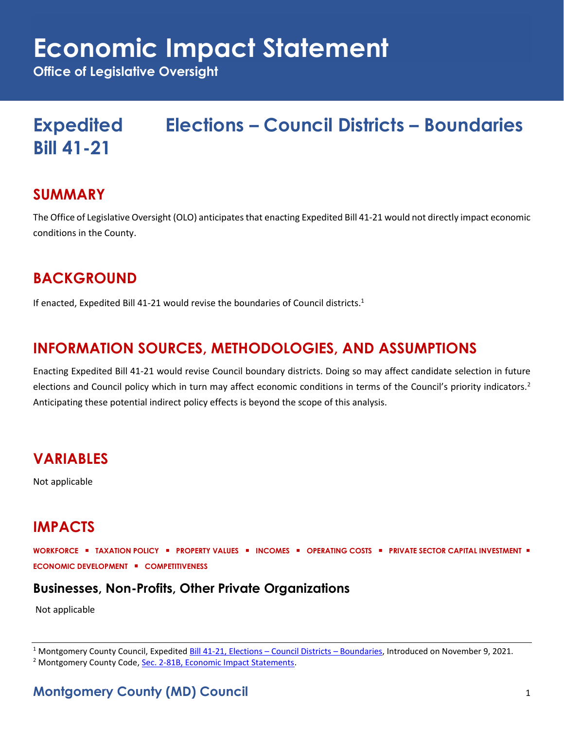# Economic Impact Statement

**Office of Legislative Oversight**

## Expedited Bill 41-21 Elections – Council Districts – Boundaries

## SUMMARY

The Office of Legislative Oversight (OLO) anticipates that enacting Expedited Bill 41-21 would not directly impact economic conditions in the County.

## BACKGROUND

If enacted, Expedited Bill 41-21 would revise the boundaries of Council districts.[1]

## INFORMATION SOURCES, METHODOLOGIES, AND ASSUMPTIONS

Enacting Expedited Bill 41-21 would revise Council boundary districts. Doing so may affect candidate selection in future elections and Council policy which in turn may affect economic conditions in terms of the Council's priority indicators.[2] Anticipating these potential indirect policy effects is beyond the scope of this analysis.

## VARIABLES

Not applicable

## IMPACTS

**WORKFORCE ▪ TAXATION POLICY ▪ PROPERTY VALUES ▪ INCOMES ▪ OPERATING COSTS ▪ PRIVATE SECTOR CAPITAL INVESTMENT ▪ ECONOMIC DEVELOPMENT ▪ COMPETITIVENESS**

### Businesses, Non-Profits, Other Private Organizations

Not applicable

---

[1] Montgomery County Council, Expedited Bill 41-21, Elections – Council Districts – Boundaries, Introduced on November 9, 2021.

[2] Montgomery County Code, Sec. 2-81B, Economic Impact Statements.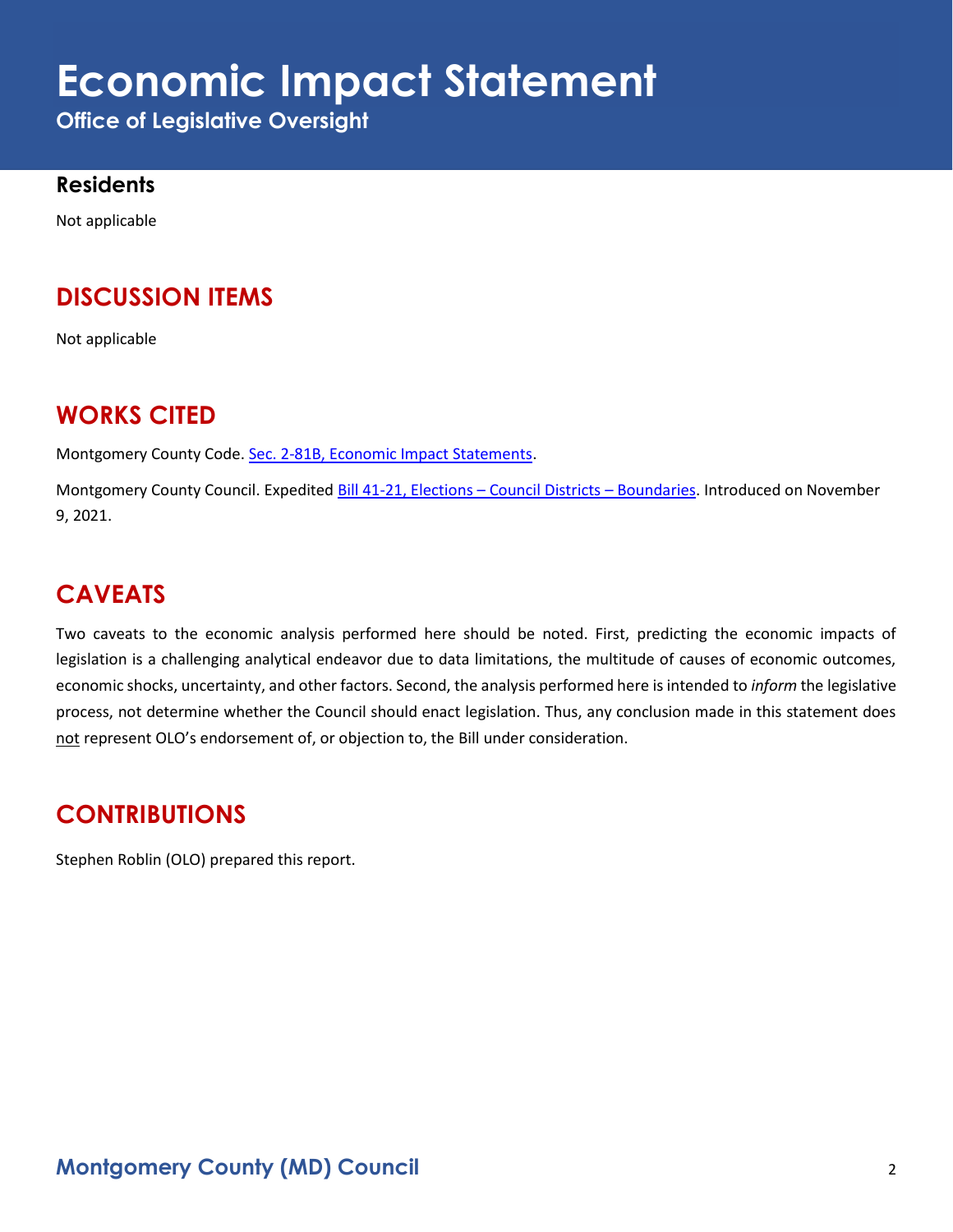### Residents

Not applicable

## DISCUSSION ITEMS

Not applicable

## WORKS CITED

Montgomery County Code. Sec. 2-81B, Economic Impact Statements.

Montgomery County Council. Expedited Bill 41-21, Elections – Council Districts – Boundaries. Introduced on November 9, 2021.

## CAVEATS

Two caveats to the economic analysis performed here should be noted. First, predicting the economic impacts of legislation is a challenging analytical endeavor due to data limitations, the multitude of causes of economic outcomes, economic shocks, uncertainty, and other factors. Second, the analysis performed here is intended to *inform* the legislative process, not determine whether the Council should enact legislation. Thus, any conclusion made in this statement does not represent OLO's endorsement of, or objection to, the Bill under consideration.

## CONTRIBUTIONS

Stephen Roblin (OLO) prepared this report.